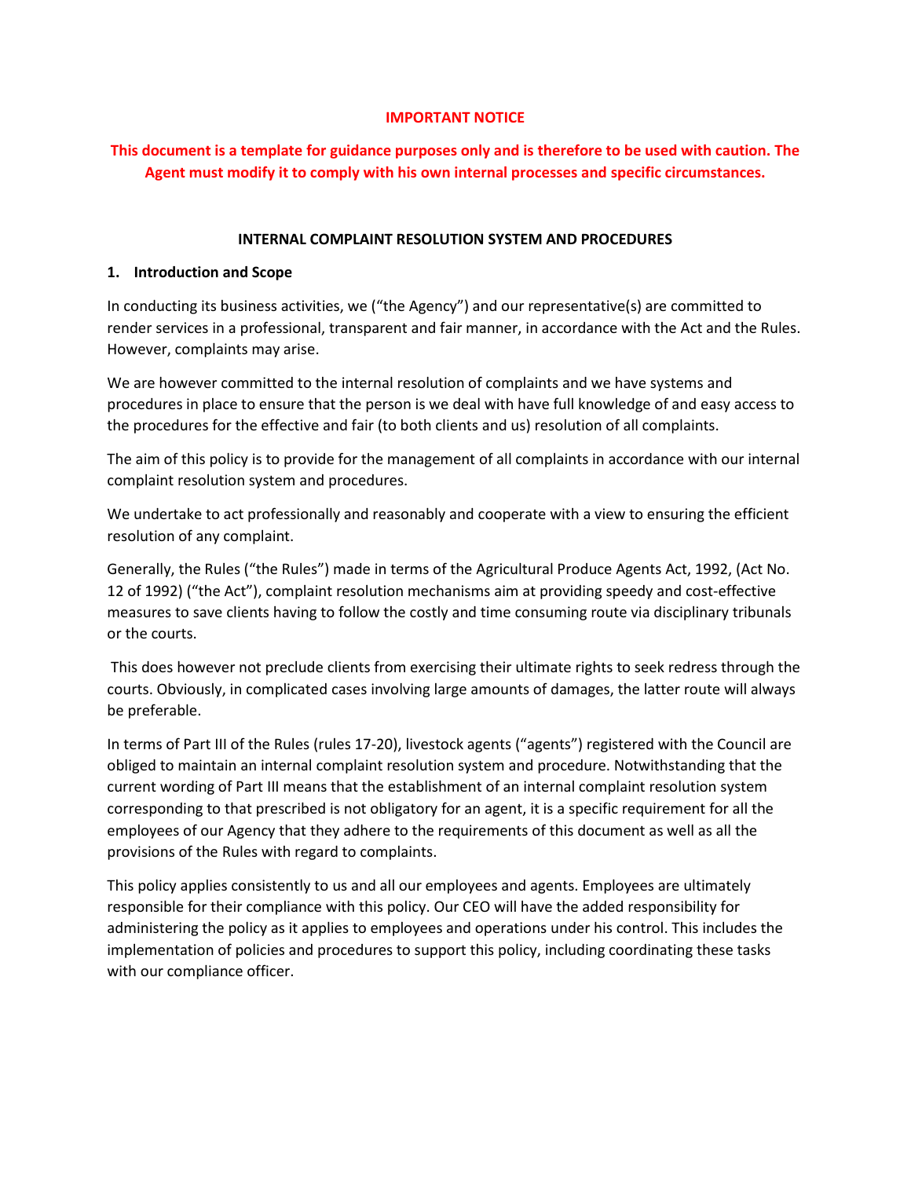**IMPORTANT NOTICE**

**This document is a template for guidance purposes only and is therefore to be used with caution. The Agent must modify it to comply with his own internal processes and specific circumstances.**

**INTERNAL COMPLAINT RESOLUTION SYSTEM AND PROCEDURES**

## 1. Introduction and Scope

In conducting its business activities, we ("the Agency") and our representative(s) are committed to render services in a professional, transparent and fair manner, in accordance with the Act and the Rules. However, complaints may arise.

We are however committed to the internal resolution of complaints and we have systems and procedures in place to ensure that the person is we deal with have full knowledge of and easy access to the procedures for the effective and fair (to both clients and us) resolution of all complaints.

The aim of this policy is to provide for the management of all complaints in accordance with our internal complaint resolution system and procedures.

We undertake to act professionally and reasonably and cooperate with a view to ensuring the efficient resolution of any complaint.

Generally, the Rules ("the Rules") made in terms of the Agricultural Produce Agents Act, 1992, (Act No. 12 of 1992) ("the Act"), complaint resolution mechanisms aim at providing speedy and cost-effective measures to save clients having to follow the costly and time consuming route via disciplinary tribunals or the courts.

This does however not preclude clients from exercising their ultimate rights to seek redress through the courts. Obviously, in complicated cases involving large amounts of damages, the latter route will always be preferable.

In terms of Part III of the Rules (rules 17-20), livestock agents ("agents") registered with the Council are obliged to maintain an internal complaint resolution system and procedure. Notwithstanding that the current wording of Part III means that the establishment of an internal complaint resolution system corresponding to that prescribed is not obligatory for an agent, it is a specific requirement for all the employees of our Agency that they adhere to the requirements of this document as well as all the provisions of the Rules with regard to complaints.

This policy applies consistently to us and all our employees and agents. Employees are ultimately responsible for their compliance with this policy. Our CEO will have the added responsibility for administering the policy as it applies to employees and operations under his control. This includes the implementation of policies and procedures to support this policy, including coordinating these tasks with our compliance officer.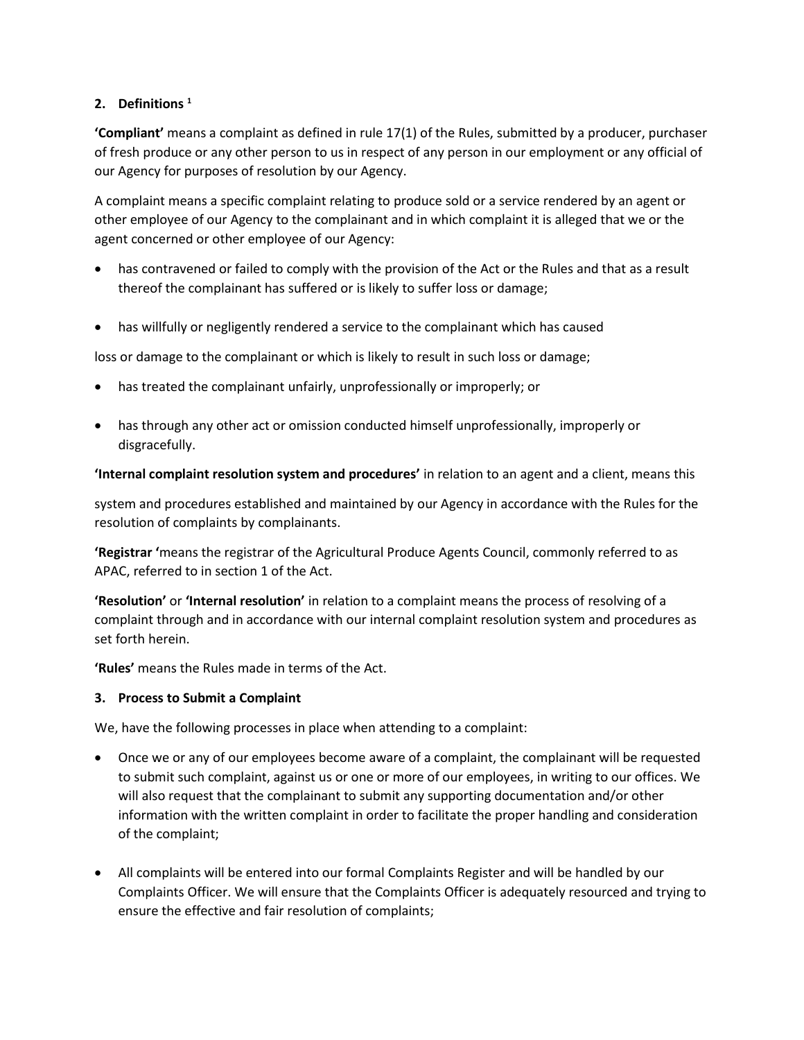## 2. Definitions [1]

**'Compliant'** means a complaint as defined in rule 17(1) of the Rules, submitted by a producer, purchaser of fresh produce or any other person to us in respect of any person in our employment or any official of our Agency for purposes of resolution by our Agency.

A complaint means a specific complaint relating to produce sold or a service rendered by an agent or other employee of our Agency to the complainant and in which complaint it is alleged that we or the agent concerned or other employee of our Agency:

- has contravened or failed to comply with the provision of the Act or the Rules and that as a result thereof the complainant has suffered or is likely to suffer loss or damage;
- has willfully or negligently rendered a service to the complainant which has caused

loss or damage to the complainant or which is likely to result in such loss or damage;

- has treated the complainant unfairly, unprofessionally or improperly; or
- has through any other act or omission conducted himself unprofessionally, improperly or disgracefully.

**'Internal complaint resolution system and procedures'** in relation to an agent and a client, means this

system and procedures established and maintained by our Agency in accordance with the Rules for the resolution of complaints by complainants.

**'Registrar '**means the registrar of the Agricultural Produce Agents Council, commonly referred to as APAC, referred to in section 1 of the Act.

**'Resolution'** or **'Internal resolution'** in relation to a complaint means the process of resolving of a complaint through and in accordance with our internal complaint resolution system and procedures as set forth herein.

**'Rules'** means the Rules made in terms of the Act.

## 3. Process to Submit a Complaint

We, have the following processes in place when attending to a complaint:

- Once we or any of our employees become aware of a complaint, the complainant will be requested to submit such complaint, against us or one or more of our employees, in writing to our offices. We will also request that the complainant to submit any supporting documentation and/or other information with the written complaint in order to facilitate the proper handling and consideration of the complaint;
- All complaints will be entered into our formal Complaints Register and will be handled by our Complaints Officer. We will ensure that the Complaints Officer is adequately resourced and trying to ensure the effective and fair resolution of complaints;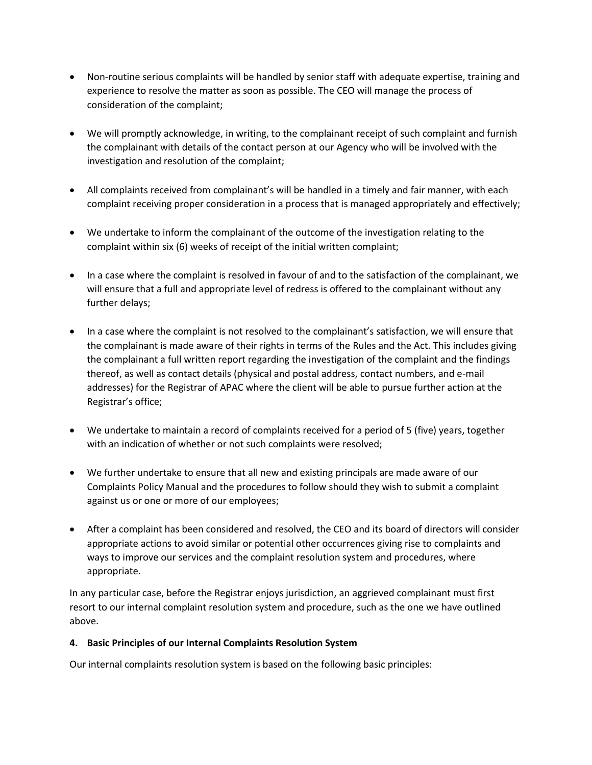- Non-routine serious complaints will be handled by senior staff with adequate expertise, training and experience to resolve the matter as soon as possible. The CEO will manage the process of consideration of the complaint;

- We will promptly acknowledge, in writing, to the complainant receipt of such complaint and furnish the complainant with details of the contact person at our Agency who will be involved with the investigation and resolution of the complaint;

- All complaints received from complainant's will be handled in a timely and fair manner, with each complaint receiving proper consideration in a process that is managed appropriately and effectively;

- We undertake to inform the complainant of the outcome of the investigation relating to the complaint within six (6) weeks of receipt of the initial written complaint;

- In a case where the complaint is resolved in favour of and to the satisfaction of the complainant, we will ensure that a full and appropriate level of redress is offered to the complainant without any further delays;

- In a case where the complaint is not resolved to the complainant's satisfaction, we will ensure that the complainant is made aware of their rights in terms of the Rules and the Act. This includes giving the complainant a full written report regarding the investigation of the complaint and the findings thereof, as well as contact details (physical and postal address, contact numbers, and e-mail addresses) for the Registrar of APAC where the client will be able to pursue further action at the Registrar's office;

- We undertake to maintain a record of complaints received for a period of 5 (five) years, together with an indication of whether or not such complaints were resolved;

- We further undertake to ensure that all new and existing principals are made aware of our Complaints Policy Manual and the procedures to follow should they wish to submit a complaint against us or one or more of our employees;

- After a complaint has been considered and resolved, the CEO and its board of directors will consider appropriate actions to avoid similar or potential other occurrences giving rise to complaints and ways to improve our services and the complaint resolution system and procedures, where appropriate.

In any particular case, before the Registrar enjoys jurisdiction, an aggrieved complainant must first resort to our internal complaint resolution system and procedure, such as the one we have outlined above.

**4. Basic Principles of our Internal Complaints Resolution System**

Our internal complaints resolution system is based on the following basic principles: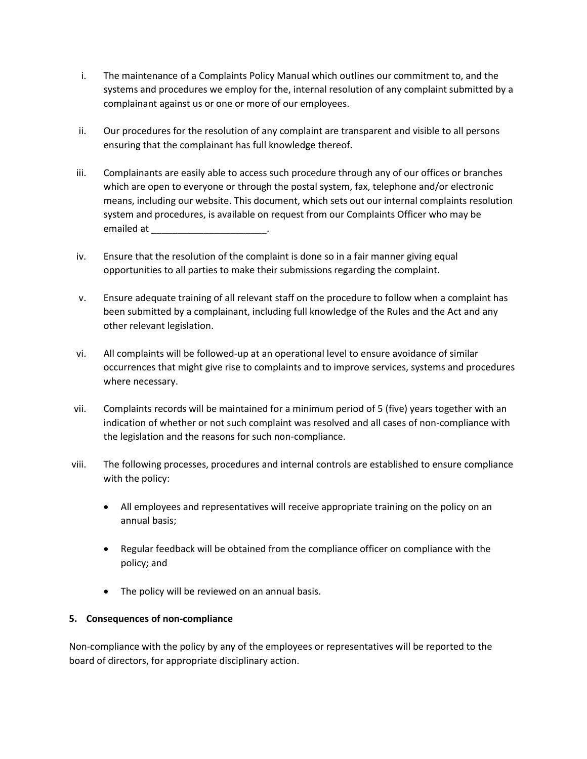i. The maintenance of a Complaints Policy Manual which outlines our commitment to, and the systems and procedures we employ for the, internal resolution of any complaint submitted by a complainant against us or one or more of our employees.

ii. Our procedures for the resolution of any complaint are transparent and visible to all persons ensuring that the complainant has full knowledge thereof.

iii. Complainants are easily able to access such procedure through any of our offices or branches which are open to everyone or through the postal system, fax, telephone and/or electronic means, including our website. This document, which sets out our internal complaints resolution system and procedures, is available on request from our Complaints Officer who may be emailed at ______________________.

iv. Ensure that the resolution of the complaint is done so in a fair manner giving equal opportunities to all parties to make their submissions regarding the complaint.

v. Ensure adequate training of all relevant staff on the procedure to follow when a complaint has been submitted by a complainant, including full knowledge of the Rules and the Act and any other relevant legislation.

vi. All complaints will be followed-up at an operational level to ensure avoidance of similar occurrences that might give rise to complaints and to improve services, systems and procedures where necessary.

vii. Complaints records will be maintained for a minimum period of 5 (five) years together with an indication of whether or not such complaint was resolved and all cases of non-compliance with the legislation and the reasons for such non-compliance.

viii. The following processes, procedures and internal controls are established to ensure compliance with the policy:

    - All employees and representatives will receive appropriate training on the policy on an annual basis;
    - Regular feedback will be obtained from the compliance officer on compliance with the policy; and
    - The policy will be reviewed on an annual basis.

**5. Consequences of non-compliance**

Non-compliance with the policy by any of the employees or representatives will be reported to the board of directors, for appropriate disciplinary action.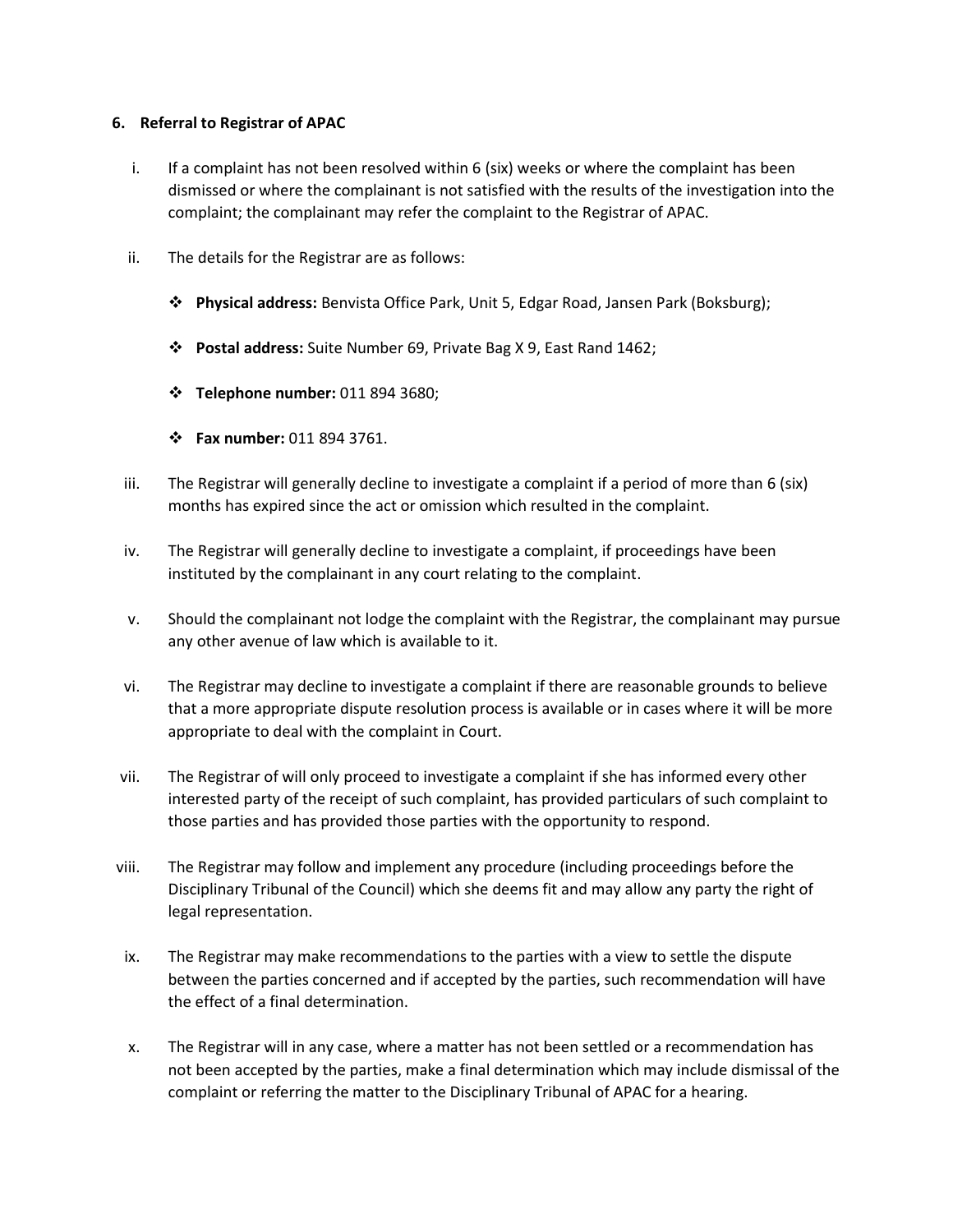### 6. Referral to Registrar of APAC

i. If a complaint has not been resolved within 6 (six) weeks or where the complaint has been dismissed or where the complainant is not satisfied with the results of the investigation into the complaint; the complainant may refer the complaint to the Registrar of APAC.

ii. The details for the Registrar are as follows:

   - **Physical address:** Benvista Office Park, Unit 5, Edgar Road, Jansen Park (Boksburg);
   - **Postal address:** Suite Number 69, Private Bag X 9, East Rand 1462;
   - **Telephone number:** 011 894 3680;
   - **Fax number:** 011 894 3761.

iii. The Registrar will generally decline to investigate a complaint if a period of more than 6 (six) months has expired since the act or omission which resulted in the complaint.

iv. The Registrar will generally decline to investigate a complaint, if proceedings have been instituted by the complainant in any court relating to the complaint.

v. Should the complainant not lodge the complaint with the Registrar, the complainant may pursue any other avenue of law which is available to it.

vi. The Registrar may decline to investigate a complaint if there are reasonable grounds to believe that a more appropriate dispute resolution process is available or in cases where it will be more appropriate to deal with the complaint in Court.

vii. The Registrar of will only proceed to investigate a complaint if she has informed every other interested party of the receipt of such complaint, has provided particulars of such complaint to those parties and has provided those parties with the opportunity to respond.

viii. The Registrar may follow and implement any procedure (including proceedings before the Disciplinary Tribunal of the Council) which she deems fit and may allow any party the right of legal representation.

ix. The Registrar may make recommendations to the parties with a view to settle the dispute between the parties concerned and if accepted by the parties, such recommendation will have the effect of a final determination.

x. The Registrar will in any case, where a matter has not been settled or a recommendation has not been accepted by the parties, make a final determination which may include dismissal of the complaint or referring the matter to the Disciplinary Tribunal of APAC for a hearing.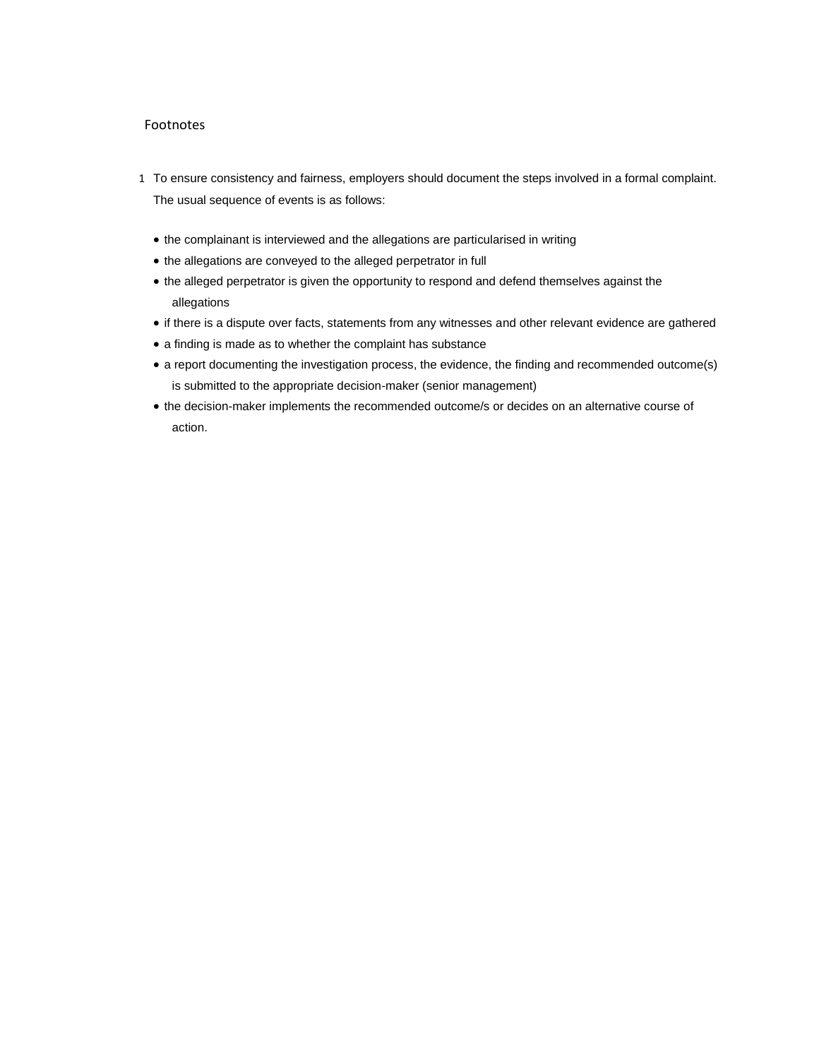## Footnotes

1 To ensure consistency and fairness, employers should document the steps involved in a formal complaint. The usual sequence of events is as follows:

- the complainant is interviewed and the allegations are particularised in writing
- the allegations are conveyed to the alleged perpetrator in full
- the alleged perpetrator is given the opportunity to respond and defend themselves against the allegations
- if there is a dispute over facts, statements from any witnesses and other relevant evidence are gathered
- a finding is made as to whether the complaint has substance
- a report documenting the investigation process, the evidence, the finding and recommended outcome(s) is submitted to the appropriate decision-maker (senior management)
- the decision-maker implements the recommended outcome/s or decides on an alternative course of action.